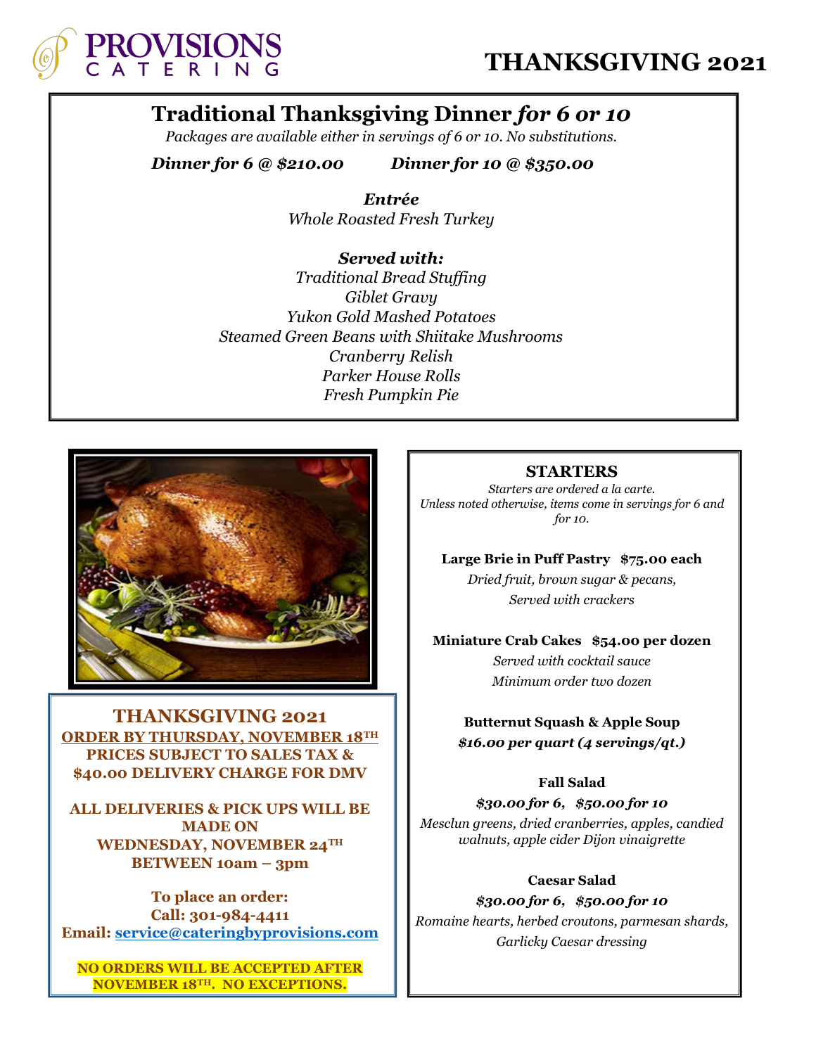# PROVISIONS CATERING

# THANKSGIVING 2021

## Traditional Thanksgiving Dinner *for 6 or 10*

*Packages are available either in servings of 6 or 10. No substitutions.*

***Dinner for 6 @ $210.00*** ***Dinner for 10 @ $350.00***

***Entrée***

*Whole Roasted Fresh Turkey*

***Served with:***

*Traditional Bread Stuffing*
*Giblet Gravy*
*Yukon Gold Mashed Potatoes*
*Steamed Green Beans with Shiitake Mushrooms*
*Cranberry Relish*
*Parker House Rolls*
*Fresh Pumpkin Pie*

## THANKSGIVING 2021

**ORDER BY THURSDAY, NOVEMBER 18TH**
**PRICES SUBJECT TO SALES TAX & $40.00 DELIVERY CHARGE FOR DMV**

**ALL DELIVERIES & PICK UPS WILL BE MADE ON WEDNESDAY, NOVEMBER 24TH BETWEEN 10am – 3pm**

**To place an order:**
**Call: 301-984-4411**
**Email: service@cateringbyprovisions.com**

**NO ORDERS WILL BE ACCEPTED AFTER NOVEMBER 18TH. NO EXCEPTIONS.**

## STARTERS

*Starters are ordered a la carte.*
*Unless noted otherwise, items come in servings for 6 and for 10.*

**Large Brie in Puff Pastry $75.00 each**
*Dried fruit, brown sugar & pecans,*
*Served with crackers*

**Miniature Crab Cakes $54.00 per dozen**
*Served with cocktail sauce*
*Minimum order two dozen*

**Butternut Squash & Apple Soup**
***$16.00 per quart (4 servings/qt.)***

**Fall Salad**
***$30.00 for 6, $50.00 for 10***
*Mesclun greens, dried cranberries, apples, candied walnuts, apple cider Dijon vinaigrette*

**Caesar Salad**
***$30.00 for 6, $50.00 for 10***
*Romaine hearts, herbed croutons, parmesan shards, Garlicky Caesar dressing*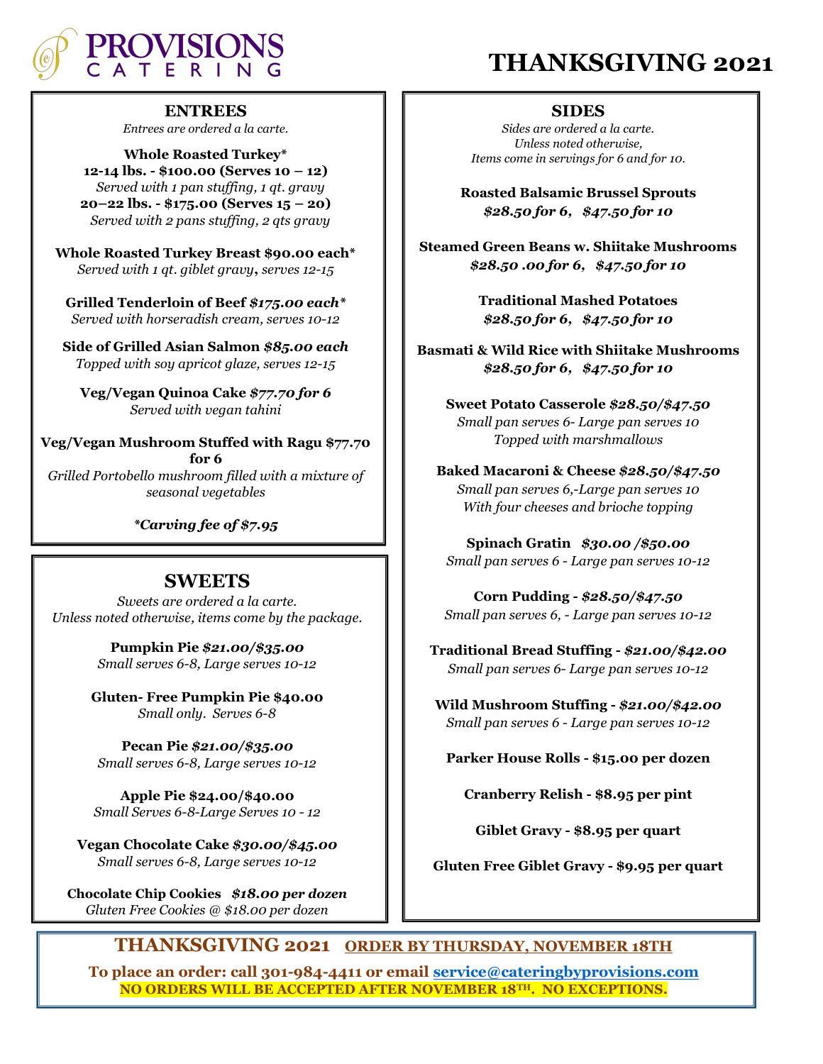# PROVISIONS CATERING

# THANKSGIVING 2021

## ENTREES

*Entrees are ordered a la carte.*

**Whole Roasted Turkey***
**12-14 lbs. - $100.00 (Serves 10 – 12)**
*Served with 1 pan stuffing, 1 qt. gravy*
**20–22 lbs. - $175.00 (Serves 15 – 20)**
*Served with 2 pans stuffing, 2 qts gravy*

**Whole Roasted Turkey Breast $90.00 each***
*Served with 1 qt. giblet gravy*, *serves 12-15*

**Grilled Tenderloin of Beef *$175.00 each****
*Served with horseradish cream, serves 10-12*

**Side of Grilled Asian Salmon *$85.00 each***
*Topped with soy apricot glaze, serves 12-15*

**Veg/Vegan Quinoa Cake *$77.70 for 6***
*Served with vegan tahini*

**Veg/Vegan Mushroom Stuffed with Ragu $77.70 for 6**
*Grilled Portobello mushroom filled with a mixture of seasonal vegetables*

***Carving fee of $7.95***

## SWEETS

*Sweets are ordered a la carte.*
*Unless noted otherwise, items come by the package.*

**Pumpkin Pie *$21.00/$35.00***
*Small serves 6-8, Large serves 10-12*

**Gluten- Free Pumpkin Pie $40.00**
*Small only. Serves 6-8*

**Pecan Pie *$21.00/$35.00***
*Small serves 6-8, Large serves 10-12*

**Apple Pie $24.00/$40.00**
*Small Serves 6-8-Large Serves 10 - 12*

**Vegan Chocolate Cake *$30.00/$45.00***
*Small serves 6-8, Large serves 10-12*

**Chocolate Chip Cookies *$18.00 per dozen***
*Gluten Free Cookies @ $18.00 per dozen*

## SIDES

*Sides are ordered a la carte.*
*Unless noted otherwise,*
*Items come in servings for 6 and for 10.*

**Roasted Balsamic Brussel Sprouts**
***$28.50 for 6, $47.50 for 10***

**Steamed Green Beans w. Shiitake Mushrooms**
***$28.50 .00 for 6, $47.50 for 10***

**Traditional Mashed Potatoes**
***$28.50 for 6, $47.50 for 10***

**Basmati & Wild Rice with Shiitake Mushrooms**
***$28.50 for 6, $47.50 for 10***

**Sweet Potato Casserole *$28.50/$47.50***
*Small pan serves 6- Large pan serves 10*
*Topped with marshmallows*

**Baked Macaroni & Cheese *$28.50/$47.50***
*Small pan serves 6,-Large pan serves 10*
*With four cheeses and brioche topping*

**Spinach Gratin *$30.00 /$50.00***
*Small pan serves 6 - Large pan serves 10-12*

**Corn Pudding - *$28.50/$47.50***
*Small pan serves 6, - Large pan serves 10-12*

**Traditional Bread Stuffing - *$21.00/$42.00***
*Small pan serves 6- Large pan serves 10-12*

**Wild Mushroom Stuffing - *$21.00/$42.00***
*Small pan serves 6 - Large pan serves 10-12*

**Parker House Rolls - $15.00 per dozen**

**Cranberry Relish - $8.95 per pint**

**Giblet Gravy - $8.95 per quart**

**Gluten Free Giblet Gravy - $9.95 per quart**

**THANKSGIVING 2021** **ORDER BY THURSDAY, NOVEMBER 18TH**

**To place an order: call 301-984-4411 or email service@cateringbyprovisions.com**
**NO ORDERS WILL BE ACCEPTED AFTER NOVEMBER 18TH. NO EXCEPTIONS.**